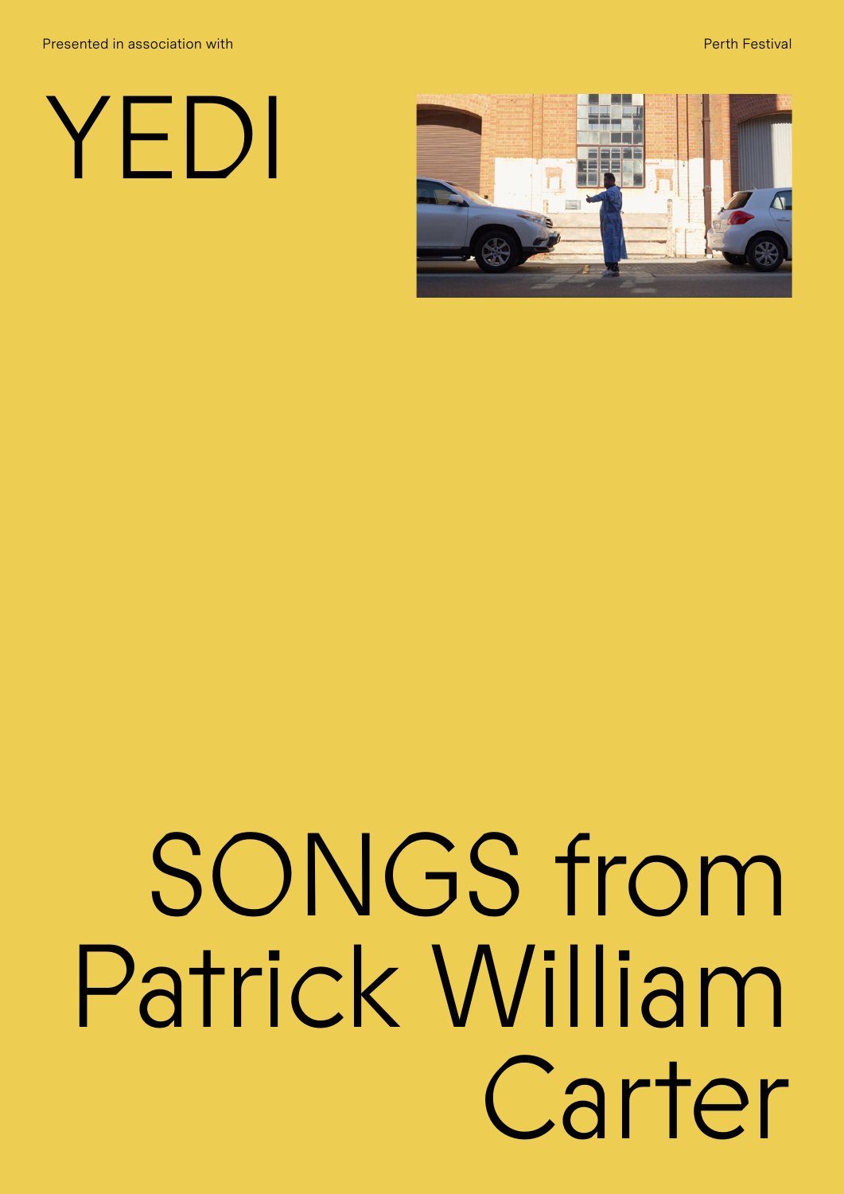Presented in association with

Perth Festival

# YEDI

# SONGS from Patrick William Carter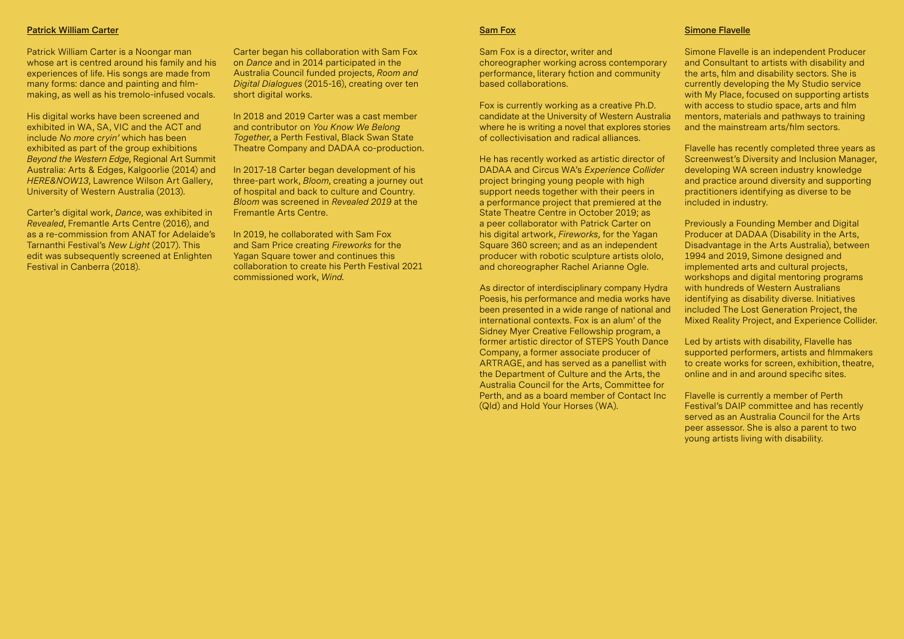## Patrick William Carter

Patrick William Carter is a Noongar man whose art is centred around his family and his experiences of life. His songs are made from many forms: dance and painting and film-making, as well as his tremolo-infused vocals.

His digital works have been screened and exhibited in WA, SA, VIC and the ACT and include *No more cryin'* which has been exhibited as part of the group exhibitions *Beyond the Western Edge*, Regional Art Summit Australia: Arts & Edges, Kalgoorlie (2014) and *HERE&NOW13*, Lawrence Wilson Art Gallery, University of Western Australia (2013).

Carter's digital work, *Dance*, was exhibited in *Revealed*, Fremantle Arts Centre (2016), and as a re-commission from ANAT for Adelaide's Tarnanthi Festival's *New Light* (2017). This edit was subsequently screened at Enlighten Festival in Canberra (2018).

Carter began his collaboration with Sam Fox on *Dance* and in 2014 participated in the Australia Council funded projects, *Room and Digital Dialogues* (2015-16), creating over ten short digital works.

In 2018 and 2019 Carter was a cast member and contributor on *You Know We Belong Together*, a Perth Festival, Black Swan State Theatre Company and DADAA co-production.

In 2017-18 Carter began development of his three-part work, *Bloom*, creating a journey out of hospital and back to culture and Country. *Bloom* was screened in *Revealed 2019* at the Fremantle Arts Centre.

In 2019, he collaborated with Sam Fox and Sam Price creating *Fireworks* for the Yagan Square tower and continues this collaboration to create his Perth Festival 2021 commissioned work, *Wind*.

## Sam Fox

Sam Fox is a director, writer and choreographer working across contemporary performance, literary fiction and community based collaborations.

Fox is currently working as a creative Ph.D. candidate at the University of Western Australia where he is writing a novel that explores stories of collectivisation and radical alliances.

He has recently worked as artistic director of DADAA and Circus WA's *Experience Collider* project bringing young people with high support needs together with their peers in a performance project that premiered at the State Theatre Centre in October 2019; as a peer collaborator with Patrick Carter on his digital artwork, *Fireworks,* for the Yagan Square 360 screen; and as an independent producer with robotic sculpture artists ololo, and choreographer Rachel Arianne Ogle.

As director of interdisciplinary company Hydra Poesis, his performance and media works have been presented in a wide range of national and international contexts. Fox is an alum' of the Sidney Myer Creative Fellowship program, a former artistic director of STEPS Youth Dance Company, a former associate producer of ARTRAGE, and has served as a panellist with the Department of Culture and the Arts, the Australia Council for the Arts, Committee for Perth, and as a board member of Contact Inc (Qld) and Hold Your Horses (WA).

## Simone Flavelle

Simone Flavelle is an independent Producer and Consultant to artists with disability and the arts, film and disability sectors. She is currently developing the My Studio service with My Place, focused on supporting artists with access to studio space, arts and film mentors, materials and pathways to training and the mainstream arts/film sectors.

Flavelle has recently completed three years as Screenwest's Diversity and Inclusion Manager, developing WA screen industry knowledge and practice around diversity and supporting practitioners identifying as diverse to be included in industry.

Previously a Founding Member and Digital Producer at DADAA (Disability in the Arts, Disadvantage in the Arts Australia), between 1994 and 2019, Simone designed and implemented arts and cultural projects, workshops and digital mentoring programs with hundreds of Western Australians identifying as disability diverse. Initiatives included The Lost Generation Project, the Mixed Reality Project, and Experience Collider.

Led by artists with disability, Flavelle has supported performers, artists and filmmakers to create works for screen, exhibition, theatre, online and in and around specific sites.

Flavelle is currently a member of Perth Festival's DAIP committee and has recently served as an Australia Council for the Arts peer assessor. She is also a parent to two young artists living with disability.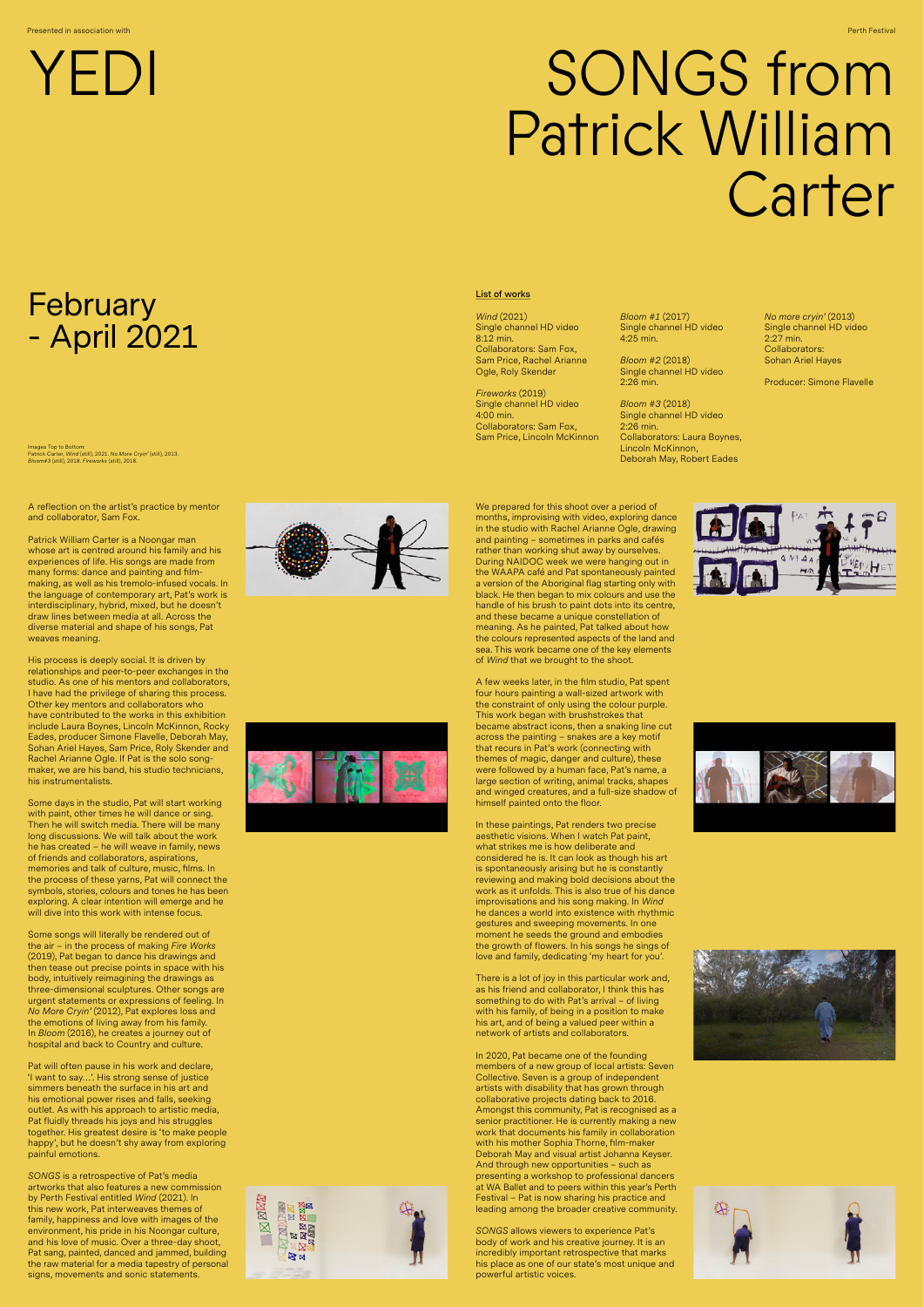Presented in association with

# YEDI

# SONGS from Patrick William Carter

## February - April 2021

Perth Festival

Images Top to Bottom:
Patrick Carter, *Wind* (still), 2021. *No More Cryin'* (still), 2013. *Bloom#3* (still), 2018. *Fireworks* (still), 2018.

### List of works

*Wind* (2021)
Single channel HD video
8:12 min.
Collaborators: Sam Fox, Sam Price, Rachel Arianne Ogle, Roly Skender

*Fireworks* (2019)
Single channel HD video
4:00 min.
Collaborators: Sam Fox, Sam Price, Lincoln McKinnon

*Bloom #1* (2017)
Single channel HD video
4:25 min.

*Bloom #2* (2018)
Single channel HD video
2:26 min.

*Bloom #3* (2018)
Single channel HD video
2:26 min.
Collaborators: Laura Boynes, Lincoln McKinnon, Deborah May, Robert Eades

*No more cryin'* (2013)
Single channel HD video
2:27 min.
Collaborators:
Sohan Ariel Hayes

Producer: Simone Flavelle

A reflection on the artist's practice by mentor and collaborator, Sam Fox.

Patrick William Carter is a Noongar man whose art is centred around his family and his experiences of life. His songs are made from many forms: dance and painting and film-making, as well as his tremolo-infused vocals. In the language of contemporary art, Pat's work is interdisciplinary, hybrid, mixed, but he doesn't draw lines between media at all. Across the diverse material and shape of his songs, Pat weaves meaning.

His process is deeply social. It is driven by relationships and peer-to-peer exchanges in the studio. As one of his mentors and collaborators, I have had the privilege of sharing this process. Other key mentors and collaborators who have contributed to the works in this exhibition include Laura Boynes, Lincoln McKinnon, Rocky Eades, producer Simone Flavelle, Deborah May, Sohan Ariel Hayes, Sam Price, Roly Skender and Rachel Arianne Ogle. If Pat is the solo song-maker, we are his band, his studio technicians, his instrumentalists.

Some days in the studio, Pat will start working with paint, other times he will dance or sing. Then he will switch media. There will be many long discussions. We will talk about the work he has created – he will weave in family, news of friends and collaborators, aspirations, memories and talk of culture, music, films. In the process of these yarns, Pat will connect the symbols, stories, colours and tones he has been exploring. A clear intention will emerge and he will dive into this work with intense focus.

Some songs will literally be rendered out of the air – in the process of making *Fire Works* (2019), Pat began to dance his drawings and then tease out precise points in space with his body, intuitively reimagining the drawings as three-dimensional sculptures. Other songs are urgent statements or expressions of feeling. In *No More Cryin'* (2012), Pat explores loss and the emotions of living away from his family. In *Bloom* (2016), he creates a journey out of hospital and back to Country and culture.

Pat will often pause in his work and declare, 'I want to say…'. His strong sense of justice simmers beneath the surface in his art and his emotional power rises and falls, seeking outlet. As with his approach to artistic media, Pat fluidly threads his joys and his struggles together. His greatest desire is 'to make people happy', but he doesn't shy away from exploring painful emotions.

*SONGS* is a retrospective of Pat's media artworks that also features a new commission by Perth Festival entitled *Wind* (2021). In this new work, Pat interweaves themes of family, happiness and love with images of the environment, his pride in his Noongar culture, and his love of music. Over a three-day shoot, Pat sang, painted, danced and jammed, building the raw material for a media tapestry of personal signs, movements and sonic statements.

We prepared for this shoot over a period of months, improvising with video, exploring dance in the studio with Rachel Arianne Ogle, drawing and painting – sometimes in parks and cafés rather than working shut away by ourselves. During NAIDOC week we were hanging out in the WAAPA café and Pat spontaneously painted a version of the Aboriginal flag starting only with black. He then began to mix colours and use the handle of his brush to paint dots into its centre, and these became a unique constellation of meaning. As he painted, Pat talked about how the colours represented aspects of the land and sea. This work became one of the key elements of *Wind* that we brought to the shoot.

A few weeks later, in the film studio, Pat spent four hours painting a wall-sized artwork with the constraint of only using the colour purple. This work began with brushstrokes that became abstract icons, then a snaking line cut across the painting – snakes are a key motif that recurs in Pat's work (connecting with themes of magic, danger and culture), these were followed by a human face, Pat's name, a large section of writing, animal tracks, shapes and winged creatures, and a full-size shadow of himself painted onto the floor.

In these paintings, Pat renders two precise aesthetic visions. When I watch Pat paint, what strikes me is how deliberate and considered he is. It can look as though his art is spontaneously arising but he is constantly reviewing and making bold decisions about the work as it unfolds. This is also true of his dance improvisations and his song making. In *Wind* he dances a world into existence with rhythmic gestures and sweeping movements. In one moment he seeds the ground and embodies the growth of flowers. In his songs he sings of love and family, dedicating 'my heart for you'.

There is a lot of joy in this particular work and, as his friend and collaborator, I think this has something to do with Pat's arrival – of living with his family, of being in a position to make his art, and of being a valued peer within a network of artists and collaborators.

In 2020, Pat became one of the founding members of a new group of local artists: Seven Collective. Seven is a group of independent artists with disability that has grown through collaborative projects dating back to 2016. Amongst this community, Pat is recognised as a senior practitioner. He is currently making a new work that documents his family in collaboration with his mother Sophia Thorne, film-maker Deborah May and visual artist Johanna Keyser. And through new opportunities – such as presenting a workshop to professional dancers at WA Ballet and to peers within this year's Perth Festival – Pat is now sharing his practice and leading among the broader creative community.

*SONGS* allows viewers to experience Pat's body of work and his creative journey. It is an incredibly important retrospective that marks his place as one of our state's most unique and powerful artistic voices.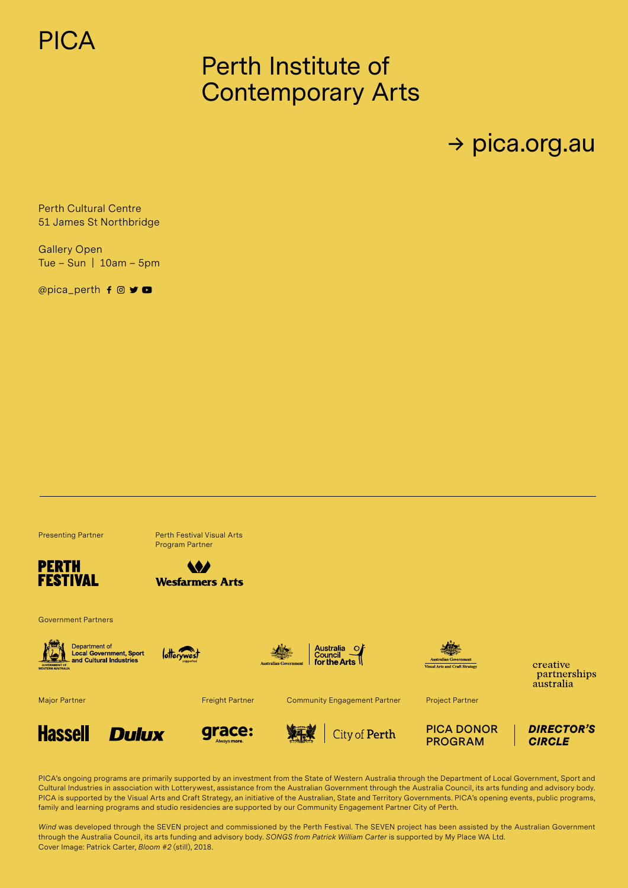# PICA

## Perth Institute of Contemporary Arts

→ pica.org.au

Perth Cultural Centre
51 James St Northbridge

Gallery Open
Tue – Sun | 10am – 5pm

@pica_perth

---

Presenting Partner

PERTH FESTIVAL

Perth Festival Visual Arts Program Partner

Wesfarmers Arts

Government Partners

Department of Local Government, Sport and Cultural Industries

Lotterywest supported

Australian Government | Australia Council for the Arts

Australian Government Visual Arts and Craft Strategy

creative partnerships australia

Major Partner

Hassell

Dulux

Freight Partner

grace: Always more.

Community Engagement Partner

City of Perth

Project Partner

PICA DONOR PROGRAM

DIRECTOR'S CIRCLE

PICA's ongoing programs are primarily supported by an investment from the State of Western Australia through the Department of Local Government, Sport and Cultural Industries in association with Lotterywest, assistance from the Australian Government through the Australia Council, its arts funding and advisory body. PICA is supported by the Visual Arts and Craft Strategy, an initiative of the Australian, State and Territory Governments. PICA's opening events, public programs, family and learning programs and studio residencies are supported by our Community Engagement Partner City of Perth.

*Wind* was developed through the SEVEN project and commissioned by the Perth Festival. The SEVEN project has been assisted by the Australian Government through the Australia Council, its arts funding and advisory body. *SONGS from Patrick William Carter* is supported by My Place WA Ltd.
Cover Image: Patrick Carter, *Bloom #2* (still), 2018.